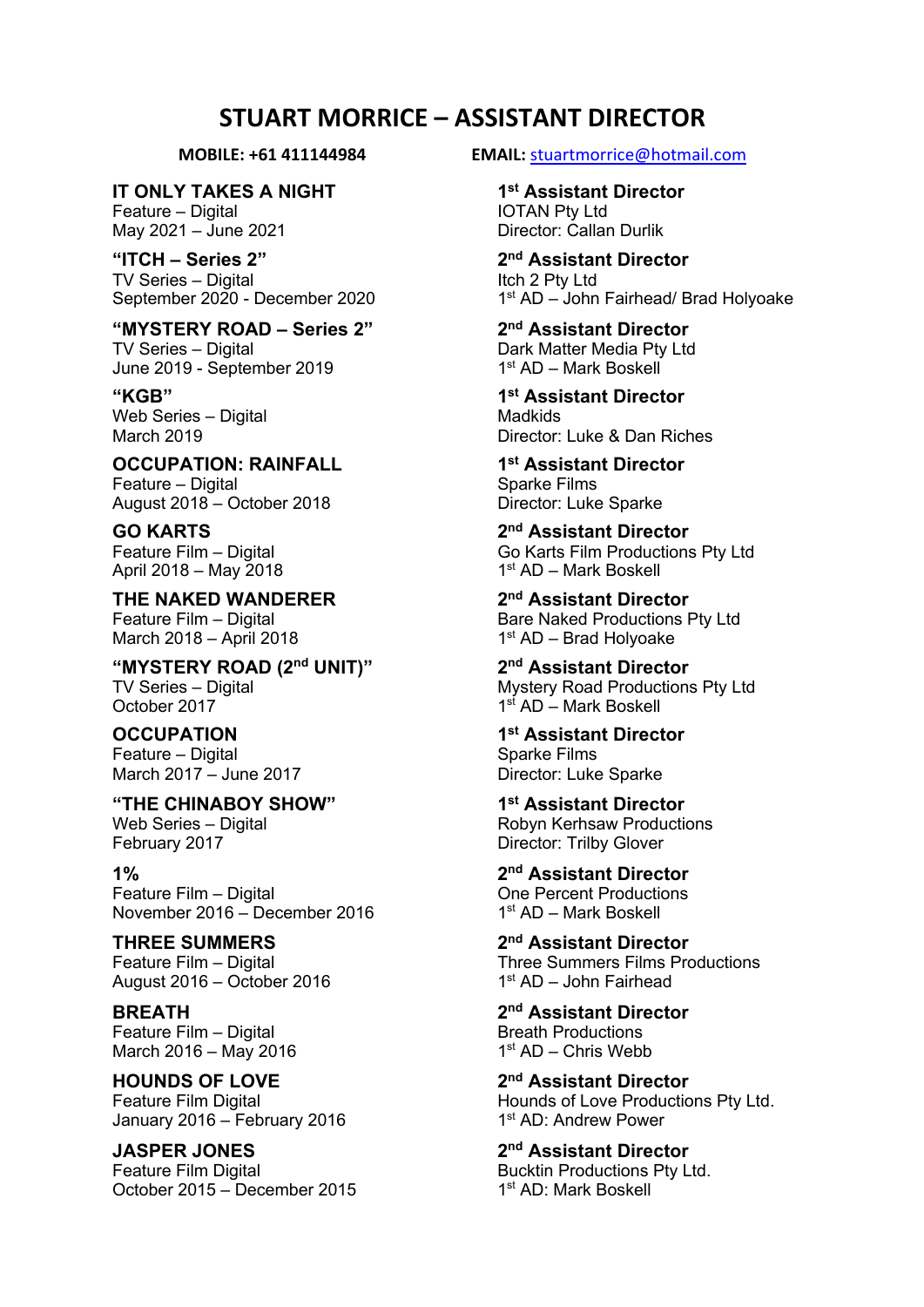# STUART MORRICE – ASSISTANT DIRECTOR

**MOBILE: +61 411144984** **EMAIL:** stuartmorrice@hotmail.com

**IT ONLY TAKES A NIGHT**
Feature – Digital
May 2021 – June 2021

**1st Assistant Director**
IOTAN Pty Ltd
Director: Callan Durlik

**"ITCH – Series 2"**
TV Series – Digital
September 2020 - December 2020

**2nd Assistant Director**
Itch 2 Pty Ltd
1st AD – John Fairhead/ Brad Holyoake

**"MYSTERY ROAD – Series 2"**
TV Series – Digital
June 2019 - September 2019

**2nd Assistant Director**
Dark Matter Media Pty Ltd
1st AD – Mark Boskell

**"KGB"**
Web Series – Digital
March 2019

**1st Assistant Director**
Madkids
Director: Luke & Dan Riches

**OCCUPATION: RAINFALL**
Feature – Digital
August 2018 – October 2018

**1st Assistant Director**
Sparke Films
Director: Luke Sparke

**GO KARTS**
Feature Film – Digital
April 2018 – May 2018

**2nd Assistant Director**
Go Karts Film Productions Pty Ltd
1st AD – Mark Boskell

**THE NAKED WANDERER**
Feature Film – Digital
March 2018 – April 2018

**2nd Assistant Director**
Bare Naked Productions Pty Ltd
1st AD – Brad Holyoake

**"MYSTERY ROAD (2nd UNIT)"**
TV Series – Digital
October 2017

**2nd Assistant Director**
Mystery Road Productions Pty Ltd
1st AD – Mark Boskell

**OCCUPATION**
Feature – Digital
March 2017 – June 2017

**1st Assistant Director**
Sparke Films
Director: Luke Sparke

**"THE CHINABOY SHOW"**
Web Series – Digital
February 2017

**1st Assistant Director**
Robyn Kerhsaw Productions
Director: Trilby Glover

**1%**
Feature Film – Digital
November 2016 – December 2016

**2nd Assistant Director**
One Percent Productions
1st AD – Mark Boskell

**THREE SUMMERS**
Feature Film – Digital
August 2016 – October 2016

**2nd Assistant Director**
Three Summers Films Productions
1st AD – John Fairhead

**BREATH**
Feature Film – Digital
March 2016 – May 2016

**2nd Assistant Director**
Breath Productions
1st AD – Chris Webb

**HOUNDS OF LOVE**
Feature Film Digital
January 2016 – February 2016

**2nd Assistant Director**
Hounds of Love Productions Pty Ltd.
1st AD: Andrew Power

**JASPER JONES**
Feature Film Digital
October 2015 – December 2015

**2nd Assistant Director**
Bucktin Productions Pty Ltd.
1st AD: Mark Boskell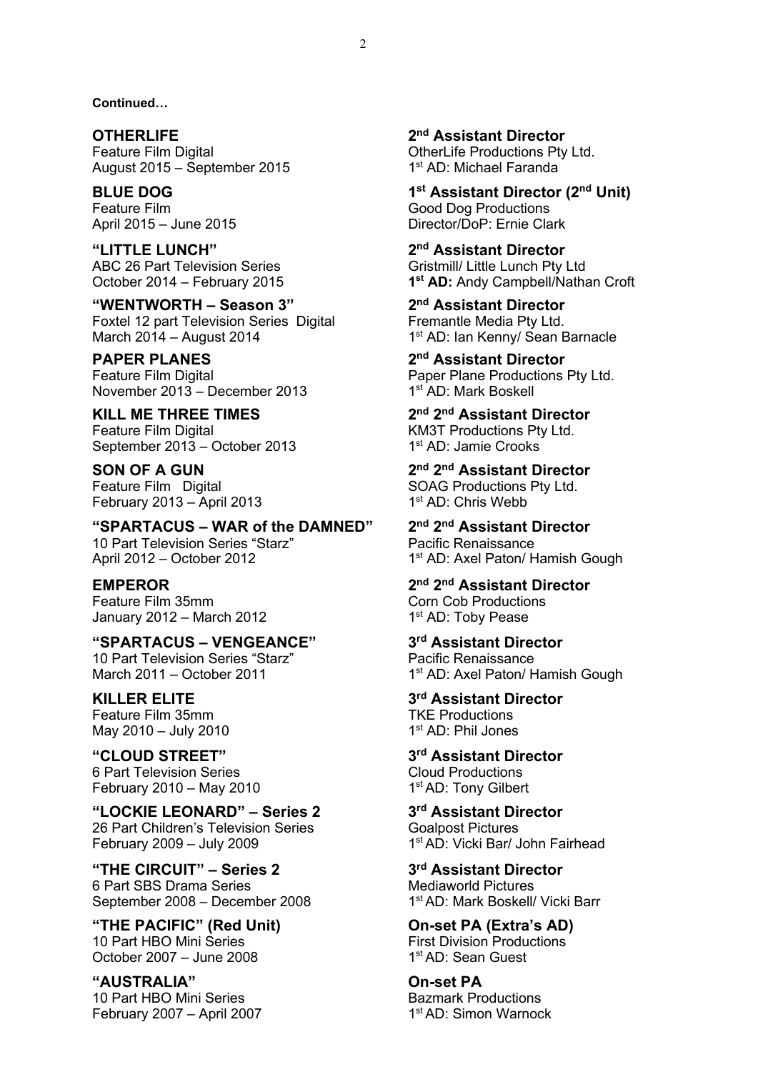**Continued…**

**OTHERLIFE**
Feature Film Digital
August 2015 – September 2015

**2nd Assistant Director**
OtherLife Productions Pty Ltd.
1st AD: Michael Faranda

**BLUE DOG**
Feature Film
April 2015 – June 2015

**1st Assistant Director (2nd Unit)**
Good Dog Productions
Director/DoP: Ernie Clark

**"LITTLE LUNCH"**
ABC 26 Part Television Series
October 2014 – February 2015

**2nd Assistant Director**
Gristmill/ Little Lunch Pty Ltd
**1st AD:** Andy Campbell/Nathan Croft

**"WENTWORTH – Season 3"**
Foxtel 12 part Television Series Digital
March 2014 – August 2014

**2nd Assistant Director**
Fremantle Media Pty Ltd.
1st AD: Ian Kenny/ Sean Barnacle

**PAPER PLANES**
Feature Film Digital
November 2013 – December 2013

**2nd Assistant Director**
Paper Plane Productions Pty Ltd.
1st AD: Mark Boskell

**KILL ME THREE TIMES**
Feature Film Digital
September 2013 – October 2013

**2nd 2nd Assistant Director**
KM3T Productions Pty Ltd.
1st AD: Jamie Crooks

**SON OF A GUN**
Feature Film Digital
February 2013 – April 2013

**2nd 2nd Assistant Director**
SOAG Productions Pty Ltd.
1st AD: Chris Webb

**"SPARTACUS – WAR of the DAMNED"**
10 Part Television Series "Starz"
April 2012 – October 2012

**2nd 2nd Assistant Director**
Pacific Renaissance
1st AD: Axel Paton/ Hamish Gough

**EMPEROR**
Feature Film 35mm
January 2012 – March 2012

**2nd 2nd Assistant Director**
Corn Cob Productions
1st AD: Toby Pease

**"SPARTACUS – VENGEANCE"**
10 Part Television Series "Starz"
March 2011 – October 2011

**3rd Assistant Director**
Pacific Renaissance
1st AD: Axel Paton/ Hamish Gough

**KILLER ELITE**
Feature Film 35mm
May 2010 – July 2010

**3rd Assistant Director**
TKE Productions
1st AD: Phil Jones

**"CLOUD STREET"**
6 Part Television Series
February 2010 – May 2010

**3rd Assistant Director**
Cloud Productions
1st AD: Tony Gilbert

**"LOCKIE LEONARD" – Series 2**
26 Part Children's Television Series
February 2009 – July 2009

**3rd Assistant Director**
Goalpost Pictures
1st AD: Vicki Bar/ John Fairhead

**"THE CIRCUIT" – Series 2**
6 Part SBS Drama Series
September 2008 – December 2008

**3rd Assistant Director**
Mediaworld Pictures
1st AD: Mark Boskell/ Vicki Barr

**"THE PACIFIC" (Red Unit)**
10 Part HBO Mini Series
October 2007 – June 2008

**On-set PA (Extra's AD)**
First Division Productions
1st AD: Sean Guest

**"AUSTRALIA"**
10 Part HBO Mini Series
February 2007 – April 2007

**On-set PA**
Bazmark Productions
1st AD: Simon Warnock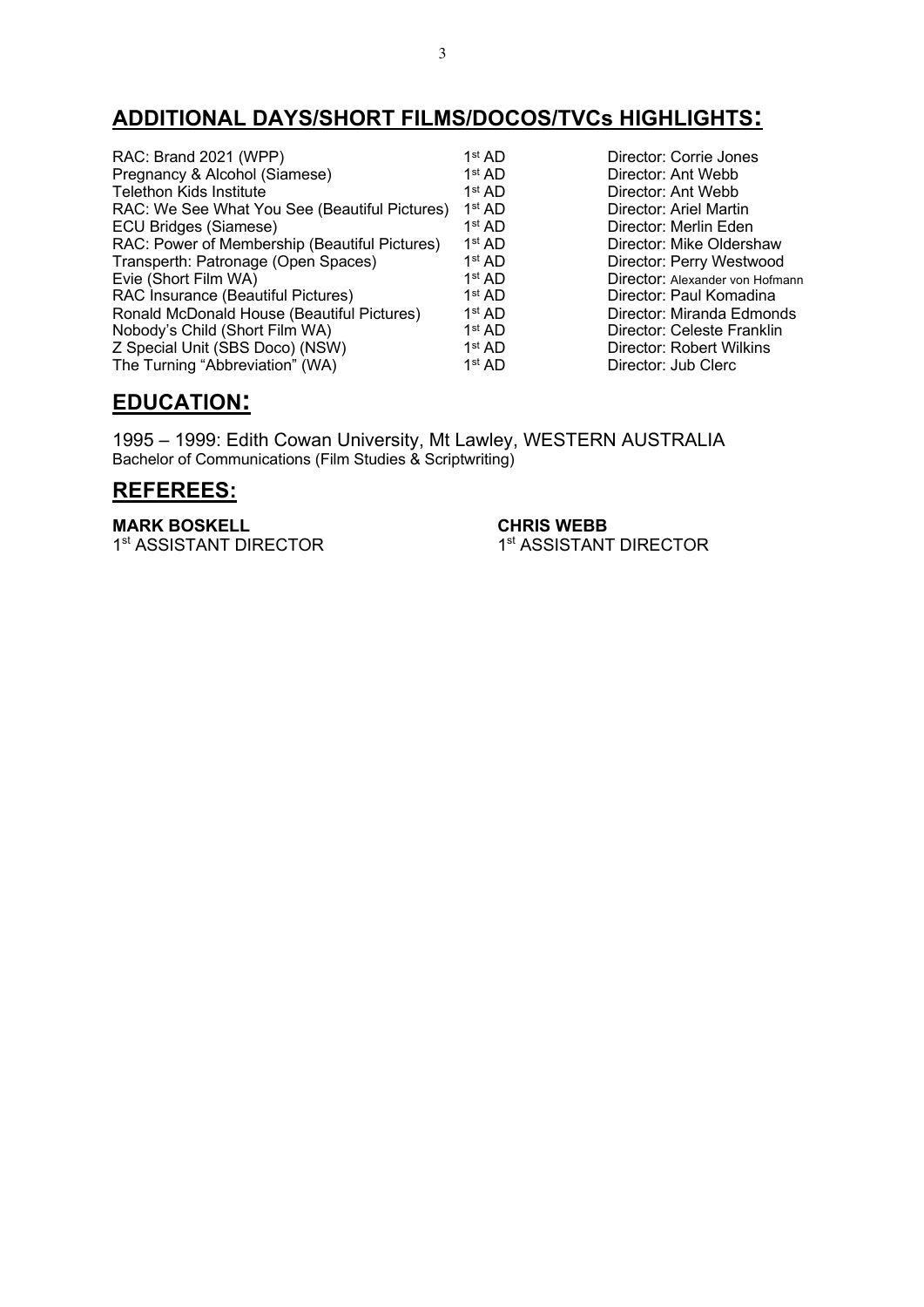## ADDITIONAL DAYS/SHORT FILMS/DOCOS/TVCs HIGHLIGHTS:

| | | |
|---|---|---|
| RAC: Brand 2021 (WPP) | 1st AD | Director: Corrie Jones |
| Pregnancy & Alcohol (Siamese) | 1st AD | Director: Ant Webb |
| Telethon Kids Institute | 1st AD | Director: Ant Webb |
| RAC: We See What You See (Beautiful Pictures) | 1st AD | Director: Ariel Martin |
| ECU Bridges (Siamese) | 1st AD | Director: Merlin Eden |
| RAC: Power of Membership (Beautiful Pictures) | 1st AD | Director: Mike Oldershaw |
| Transperth: Patronage (Open Spaces) | 1st AD | Director: Perry Westwood |
| Evie (Short Film WA) | 1st AD | Director: Alexander von Hofmann |
| RAC Insurance (Beautiful Pictures) | 1st AD | Director: Paul Komadina |
| Ronald McDonald House (Beautiful Pictures) | 1st AD | Director: Miranda Edmonds |
| Nobody's Child (Short Film WA) | 1st AD | Director: Celeste Franklin |
| Z Special Unit (SBS Doco) (NSW) | 1st AD | Director: Robert Wilkins |
| The Turning "Abbreviation" (WA) | 1st AD | Director: Jub Clerc |

## EDUCATION:

1995 – 1999: Edith Cowan University, Mt Lawley, WESTERN AUSTRALIA
Bachelor of Communications (Film Studies & Scriptwriting)

## REFEREES:

**MARK BOSKELL**
1st ASSISTANT DIRECTOR

**CHRIS WEBB**
1st ASSISTANT DIRECTOR